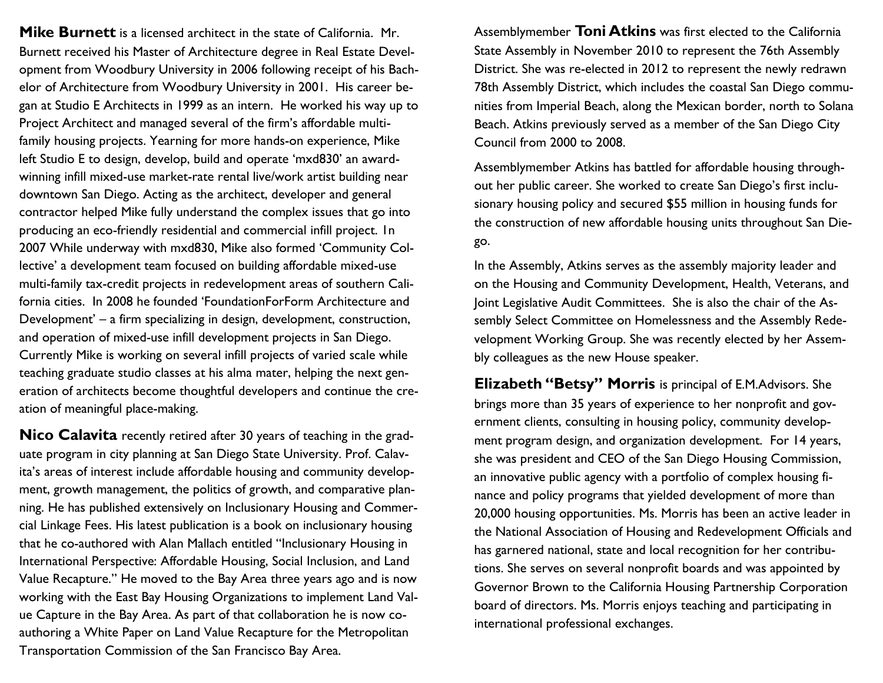**Mike Burnett** is a licensed architect in the state of California. Mr. Burnett received his Master of Architecture degree in Real Estate Development from Woodbury University in 2006 following receipt of his Bachelor of Architecture from Woodbury University in 2001. His career began at Studio E Architects in 1999 as an intern. He worked his way up to Project Architect and managed several of the firm's affordable multi-family housing projects. Yearning for more hands-on experience, Mike left Studio E to design, develop, build and operate 'mxd830' an award-winning infill mixed-use market-rate rental live/work artist building near downtown San Diego. Acting as the architect, developer and general contractor helped Mike fully understand the complex issues that go into producing an eco-friendly residential and commercial infill project. In 2007 While underway with mxd830, Mike also formed 'Community Collective' a development team focused on building affordable mixed-use multi-family tax-credit projects in redevelopment areas of southern California cities. In 2008 he founded 'FoundationForForm Architecture and Development' – a firm specializing in design, development, construction, and operation of mixed-use infill development projects in San Diego. Currently Mike is working on several infill projects of varied scale while teaching graduate studio classes at his alma mater, helping the next generation of architects become thoughtful developers and continue the creation of meaningful place-making.

**Nico Calavita** recently retired after 30 years of teaching in the graduate program in city planning at San Diego State University. Prof. Calavita's areas of interest include affordable housing and community development, growth management, the politics of growth, and comparative planning. He has published extensively on Inclusionary Housing and Commercial Linkage Fees. His latest publication is a book on inclusionary housing that he co-authored with Alan Mallach entitled "Inclusionary Housing in International Perspective: Affordable Housing, Social Inclusion, and Land Value Recapture." He moved to the Bay Area three years ago and is now working with the East Bay Housing Organizations to implement Land Value Capture in the Bay Area. As part of that collaboration he is now co-authoring a White Paper on Land Value Recapture for the Metropolitan Transportation Commission of the San Francisco Bay Area.

Assemblymember **Toni Atkins** was first elected to the California State Assembly in November 2010 to represent the 76th Assembly District. She was re-elected in 2012 to represent the newly redrawn 78th Assembly District, which includes the coastal San Diego communities from Imperial Beach, along the Mexican border, north to Solana Beach. Atkins previously served as a member of the San Diego City Council from 2000 to 2008.

Assemblymember Atkins has battled for affordable housing throughout her public career. She worked to create San Diego's first inclusionary housing policy and secured $55 million in housing funds for the construction of new affordable housing units throughout San Diego.

In the Assembly, Atkins serves as the assembly majority leader and on the Housing and Community Development, Health, Veterans, and Joint Legislative Audit Committees. She is also the chair of the Assembly Select Committee on Homelessness and the Assembly Redevelopment Working Group. She was recently elected by her Assembly colleagues as the new House speaker.

**Elizabeth "Betsy" Morris** is principal of E.M.Advisors. She brings more than 35 years of experience to her nonprofit and government clients, consulting in housing policy, community development program design, and organization development. For 14 years, she was president and CEO of the San Diego Housing Commission, an innovative public agency with a portfolio of complex housing finance and policy programs that yielded development of more than 20,000 housing opportunities. Ms. Morris has been an active leader in the National Association of Housing and Redevelopment Officials and has garnered national, state and local recognition for her contributions. She serves on several nonprofit boards and was appointed by Governor Brown to the California Housing Partnership Corporation board of directors. Ms. Morris enjoys teaching and participating in international professional exchanges.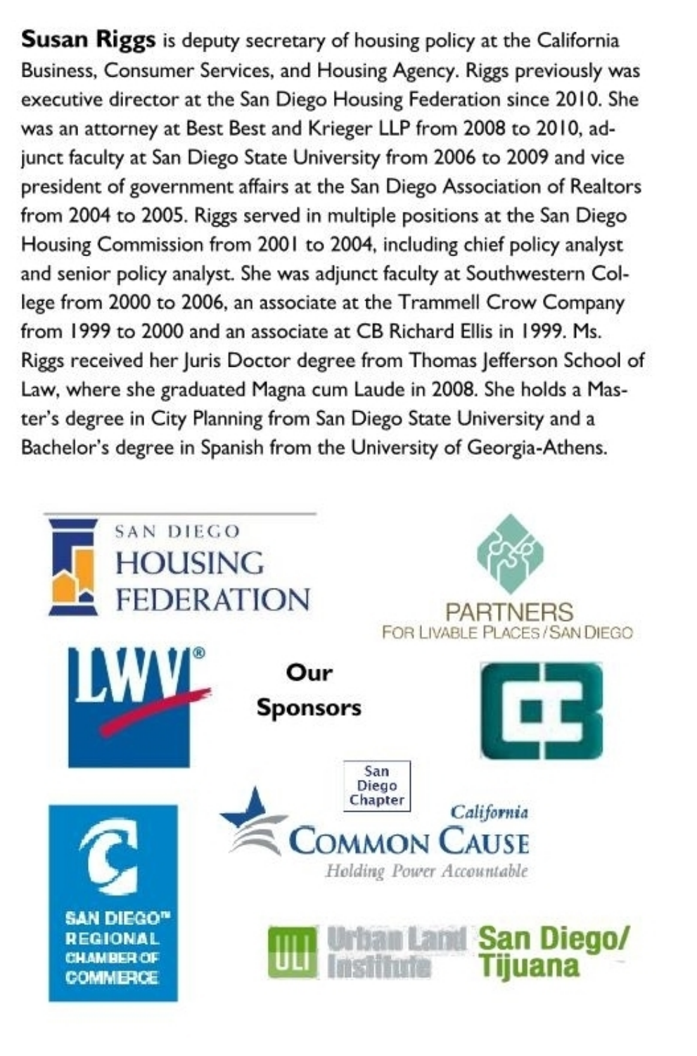**Susan Riggs** is deputy secretary of housing policy at the California Business, Consumer Services, and Housing Agency. Riggs previously was executive director at the San Diego Housing Federation since 2010. She was an attorney at Best Best and Krieger LLP from 2008 to 2010, adjunct faculty at San Diego State University from 2006 to 2009 and vice president of government affairs at the San Diego Association of Realtors from 2004 to 2005. Riggs served in multiple positions at the San Diego Housing Commission from 2001 to 2004, including chief policy analyst and senior policy analyst. She was adjunct faculty at Southwestern College from 2000 to 2006, an associate at the Trammell Crow Company from 1999 to 2000 and an associate at CB Richard Ellis in 1999. Ms. Riggs received her Juris Doctor degree from Thomas Jefferson School of Law, where she graduated Magna cum Laude in 2008. She holds a Master's degree in City Planning from San Diego State University and a Bachelor's degree in Spanish from the University of Georgia-Athens.

**Our Sponsors**

San Diego Housing Federation

Partners for Livable Places / San Diego

LWV®

San Diego™ Regional Chamber of Commerce

San Diego Chapter California Common Cause
*Holding Power Accountable*

ULI Urban Land Institute San Diego/Tijuana